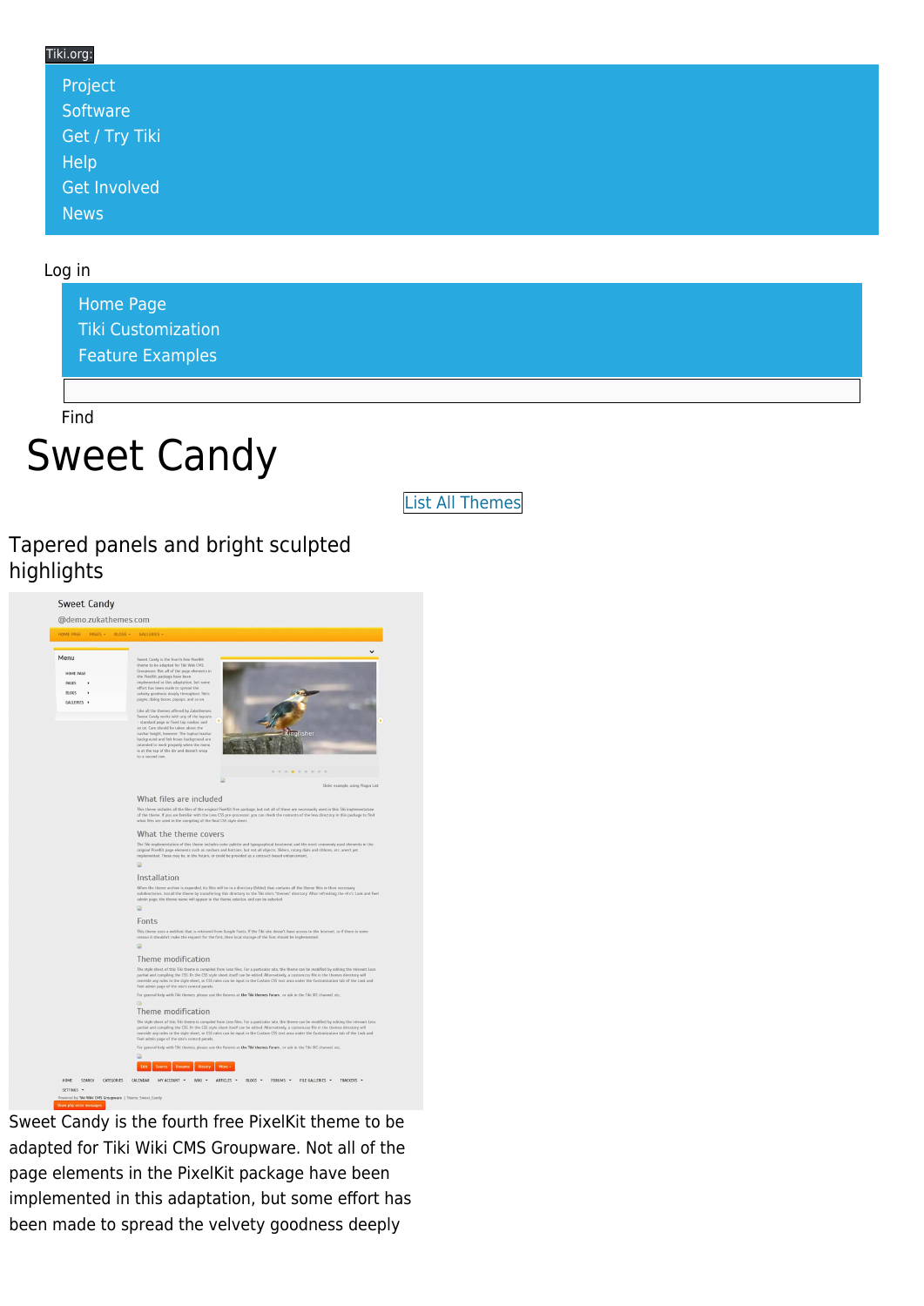Tiki.org:

- Project
- Software
- Get / Try Tiki
- Help
- Get Involved
- News

Log in

- Home Page
- Tiki Customization
- Feature Examples

Find

# Sweet Candy

List All Themes

## Tapered panels and bright sculpted highlights

Sweet Candy is the fourth free PixelKit theme to be adapted for Tiki Wiki CMS Groupware. Not all of the page elements in the PixelKit package have been implemented in this adaptation, but some effort has been made to spread the velvety goodness deeply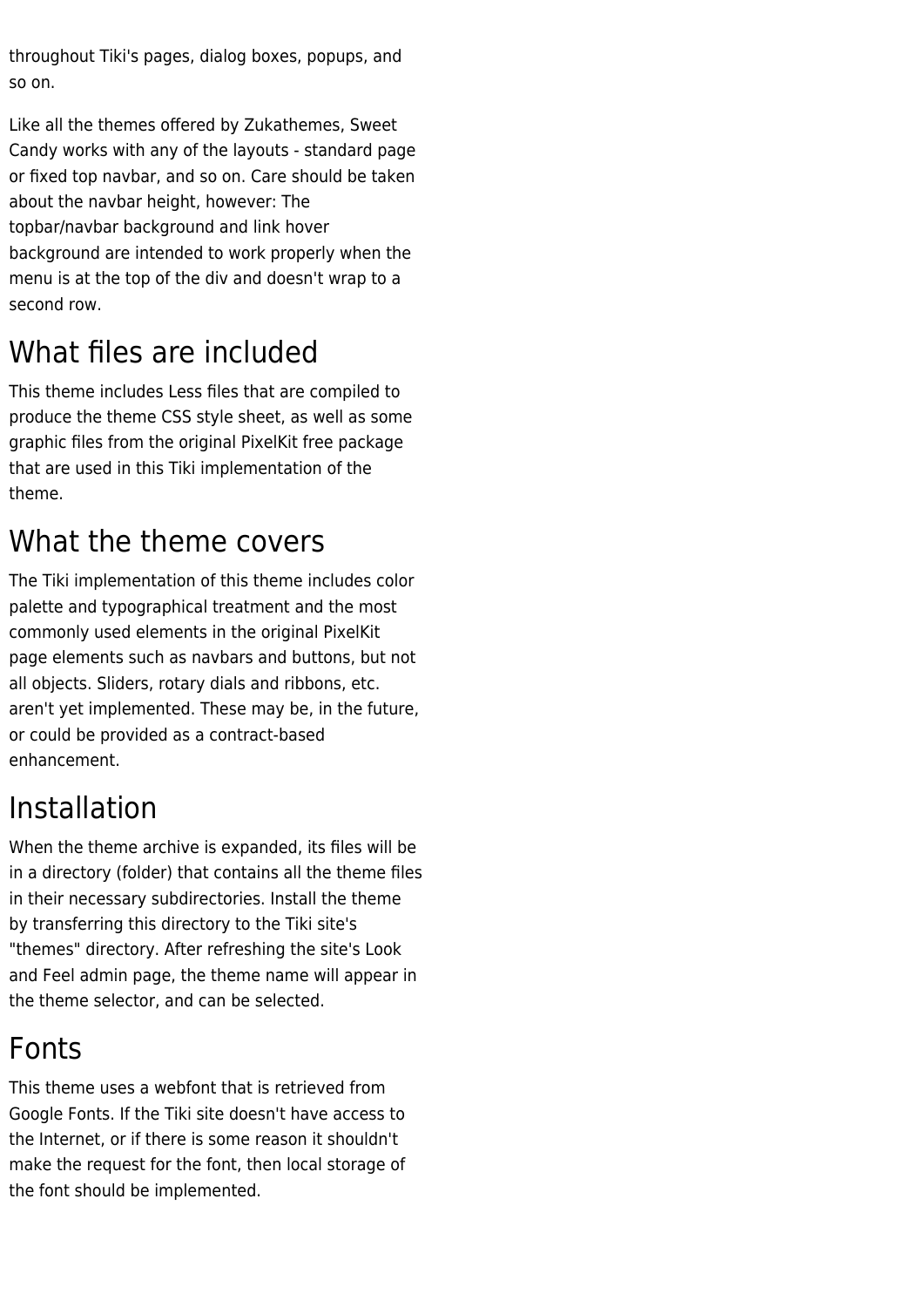throughout Tiki's pages, dialog boxes, popups, and so on.

Like all the themes offered by Zukathemes, Sweet Candy works with any of the layouts - standard page or fixed top navbar, and so on. Care should be taken about the navbar height, however: The topbar/navbar background and link hover background are intended to work properly when the menu is at the top of the div and doesn't wrap to a second row.

## What files are included

This theme includes Less files that are compiled to produce the theme CSS style sheet, as well as some graphic files from the original PixelKit free package that are used in this Tiki implementation of the theme.

## What the theme covers

The Tiki implementation of this theme includes color palette and typographical treatment and the most commonly used elements in the original PixelKit page elements such as navbars and buttons, but not all objects. Sliders, rotary dials and ribbons, etc. aren't yet implemented. These may be, in the future, or could be provided as a contract-based enhancement.

## Installation

When the theme archive is expanded, its files will be in a directory (folder) that contains all the theme files in their necessary subdirectories. Install the theme by transferring this directory to the Tiki site's "themes" directory. After refreshing the site's Look and Feel admin page, the theme name will appear in the theme selector, and can be selected.

## Fonts

This theme uses a webfont that is retrieved from Google Fonts. If the Tiki site doesn't have access to the Internet, or if there is some reason it shouldn't make the request for the font, then local storage of the font should be implemented.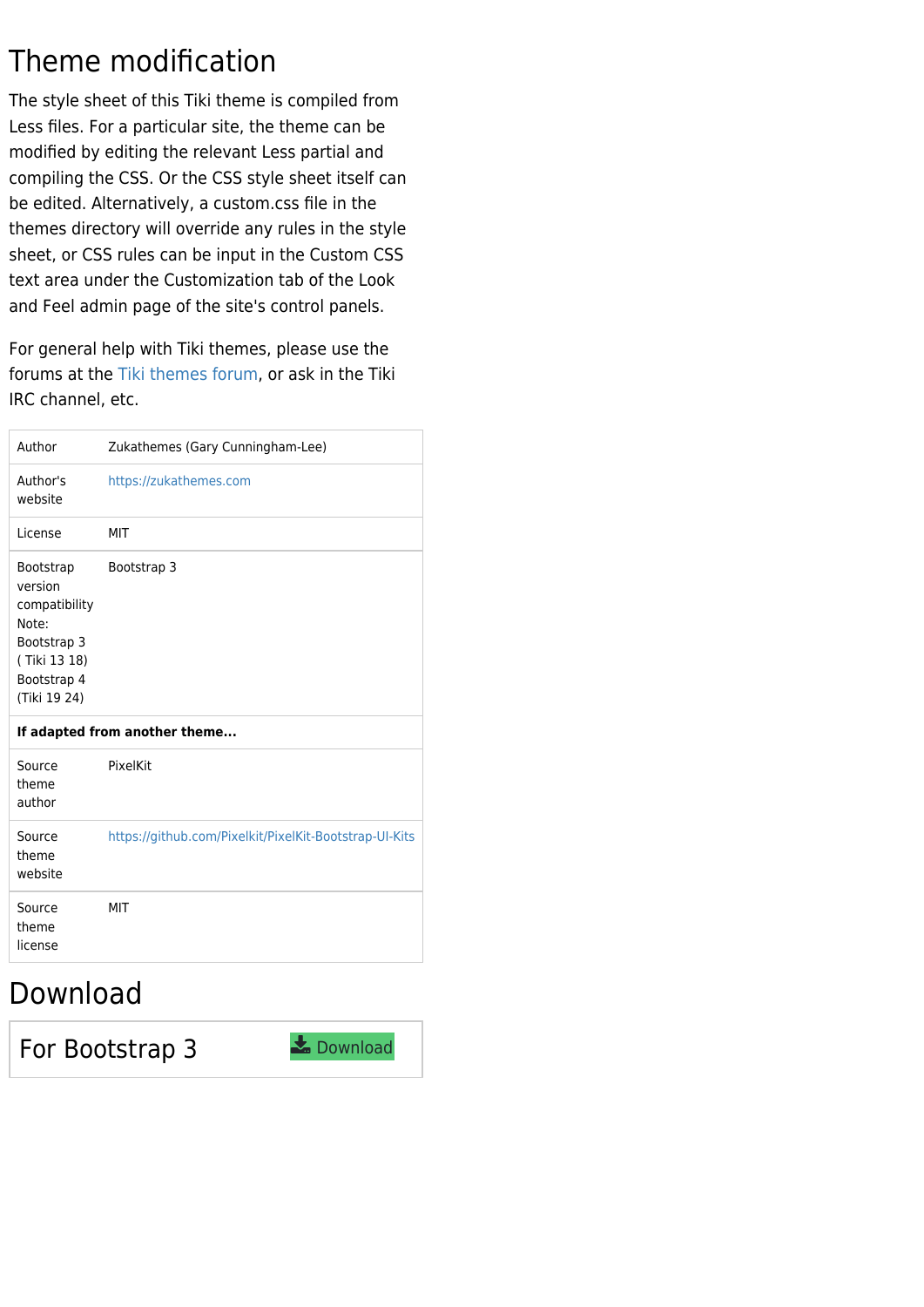## Theme modification

The style sheet of this Tiki theme is compiled from Less files. For a particular site, the theme can be modified by editing the relevant Less partial and compiling the CSS. Or the CSS style sheet itself can be edited. Alternatively, a custom.css file in the themes directory will override any rules in the style sheet, or CSS rules can be input in the Custom CSS text area under the Customization tab of the Look and Feel admin page of the site's control panels.

For general help with Tiki themes, please use the forums at the Tiki themes forum, or ask in the Tiki IRC channel, etc.

| | |
|---|---|
| Author | Zukathemes (Gary Cunningham-Lee) |
| Author's website | https://zukathemes.com |
| License | MIT |
| Bootstrap version compatibility Note: Bootstrap 3 ( Tiki 13 18) Bootstrap 4 (Tiki 19 24) | Bootstrap 3 |
| **If adapted from another theme...** | |
| Source theme author | PixelKit |
| Source theme website | https://github.com/Pixelkit/PixelKit-Bootstrap-UI-Kits |
| Source theme license | MIT |

## Download

| | |
|---|---|
| For Bootstrap 3 | Download |